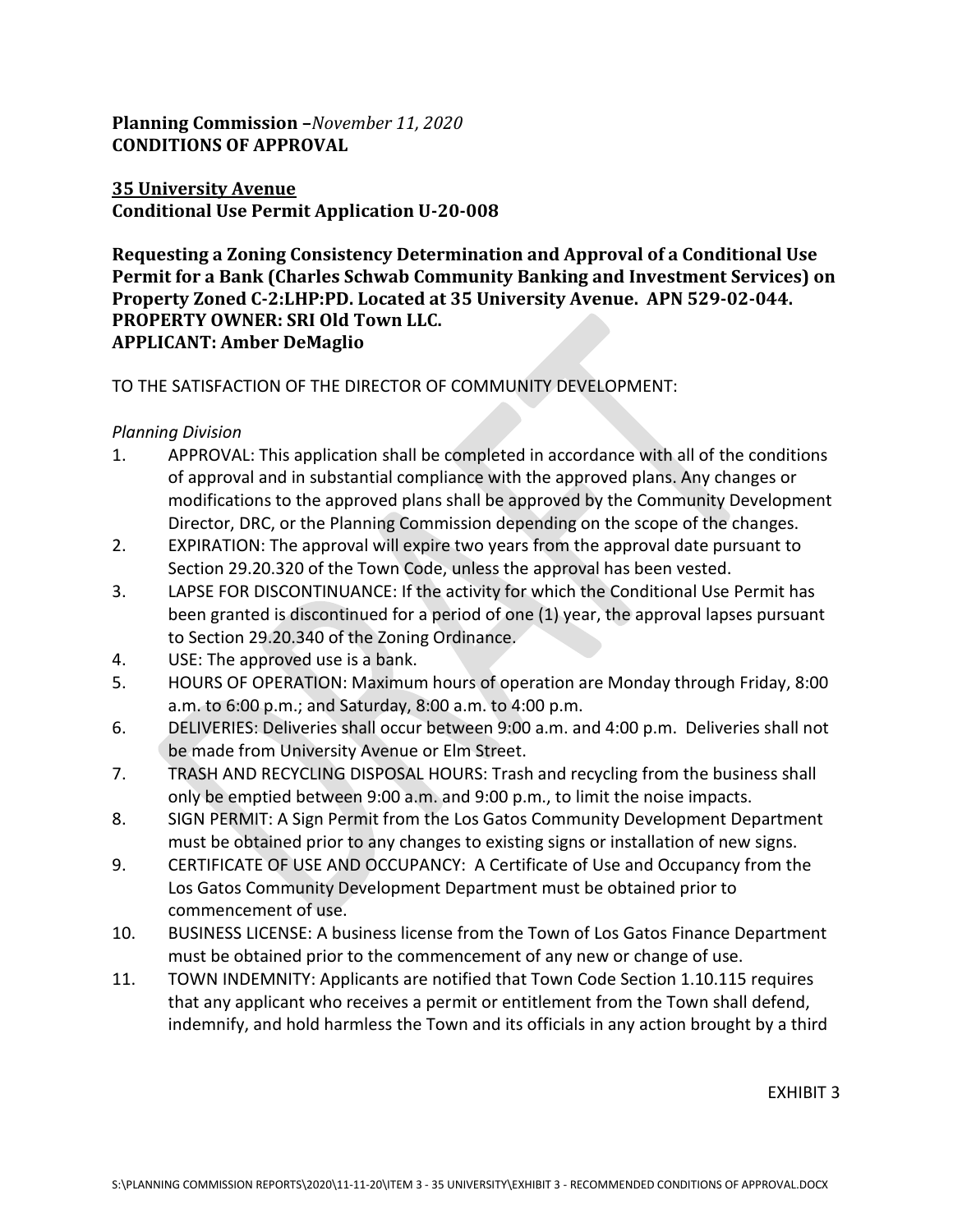**Planning Commission –***November 11, 2020*
**CONDITIONS OF APPROVAL**

**35 University Avenue**
**Conditional Use Permit Application U-20-008**

**Requesting a Zoning Consistency Determination and Approval of a Conditional Use Permit for a Bank (Charles Schwab Community Banking and Investment Services) on Property Zoned C-2:LHP:PD. Located at 35 University Avenue. APN 529-02-044.**
**PROPERTY OWNER: SRI Old Town LLC.**
**APPLICANT: Amber DeMaglio**

TO THE SATISFACTION OF THE DIRECTOR OF COMMUNITY DEVELOPMENT:

*Planning Division*

1. APPROVAL: This application shall be completed in accordance with all of the conditions of approval and in substantial compliance with the approved plans. Any changes or modifications to the approved plans shall be approved by the Community Development Director, DRC, or the Planning Commission depending on the scope of the changes.
2. EXPIRATION: The approval will expire two years from the approval date pursuant to Section 29.20.320 of the Town Code, unless the approval has been vested.
3. LAPSE FOR DISCONTINUANCE: If the activity for which the Conditional Use Permit has been granted is discontinued for a period of one (1) year, the approval lapses pursuant to Section 29.20.340 of the Zoning Ordinance.
4. USE: The approved use is a bank.
5. HOURS OF OPERATION: Maximum hours of operation are Monday through Friday, 8:00 a.m. to 6:00 p.m.; and Saturday, 8:00 a.m. to 4:00 p.m.
6. DELIVERIES: Deliveries shall occur between 9:00 a.m. and 4:00 p.m. Deliveries shall not be made from University Avenue or Elm Street.
7. TRASH AND RECYCLING DISPOSAL HOURS: Trash and recycling from the business shall only be emptied between 9:00 a.m. and 9:00 p.m., to limit the noise impacts.
8. SIGN PERMIT: A Sign Permit from the Los Gatos Community Development Department must be obtained prior to any changes to existing signs or installation of new signs.
9. CERTIFICATE OF USE AND OCCUPANCY: A Certificate of Use and Occupancy from the Los Gatos Community Development Department must be obtained prior to commencement of use.
10. BUSINESS LICENSE: A business license from the Town of Los Gatos Finance Department must be obtained prior to the commencement of any new or change of use.
11. TOWN INDEMNITY: Applicants are notified that Town Code Section 1.10.115 requires that any applicant who receives a permit or entitlement from the Town shall defend, indemnify, and hold harmless the Town and its officials in any action brought by a third

EXHIBIT 3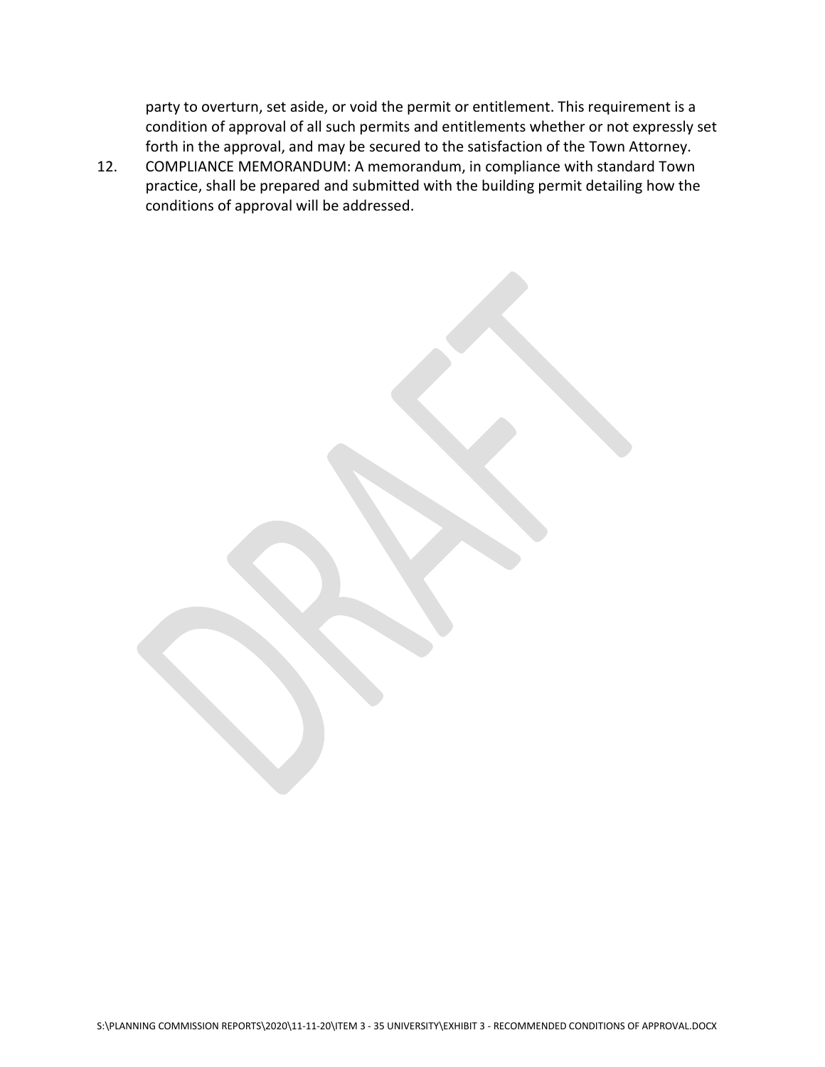party to overturn, set aside, or void the permit or entitlement. This requirement is a condition of approval of all such permits and entitlements whether or not expressly set forth in the approval, and may be secured to the satisfaction of the Town Attorney.

12. COMPLIANCE MEMORANDUM: A memorandum, in compliance with standard Town practice, shall be prepared and submitted with the building permit detailing how the conditions of approval will be addressed.